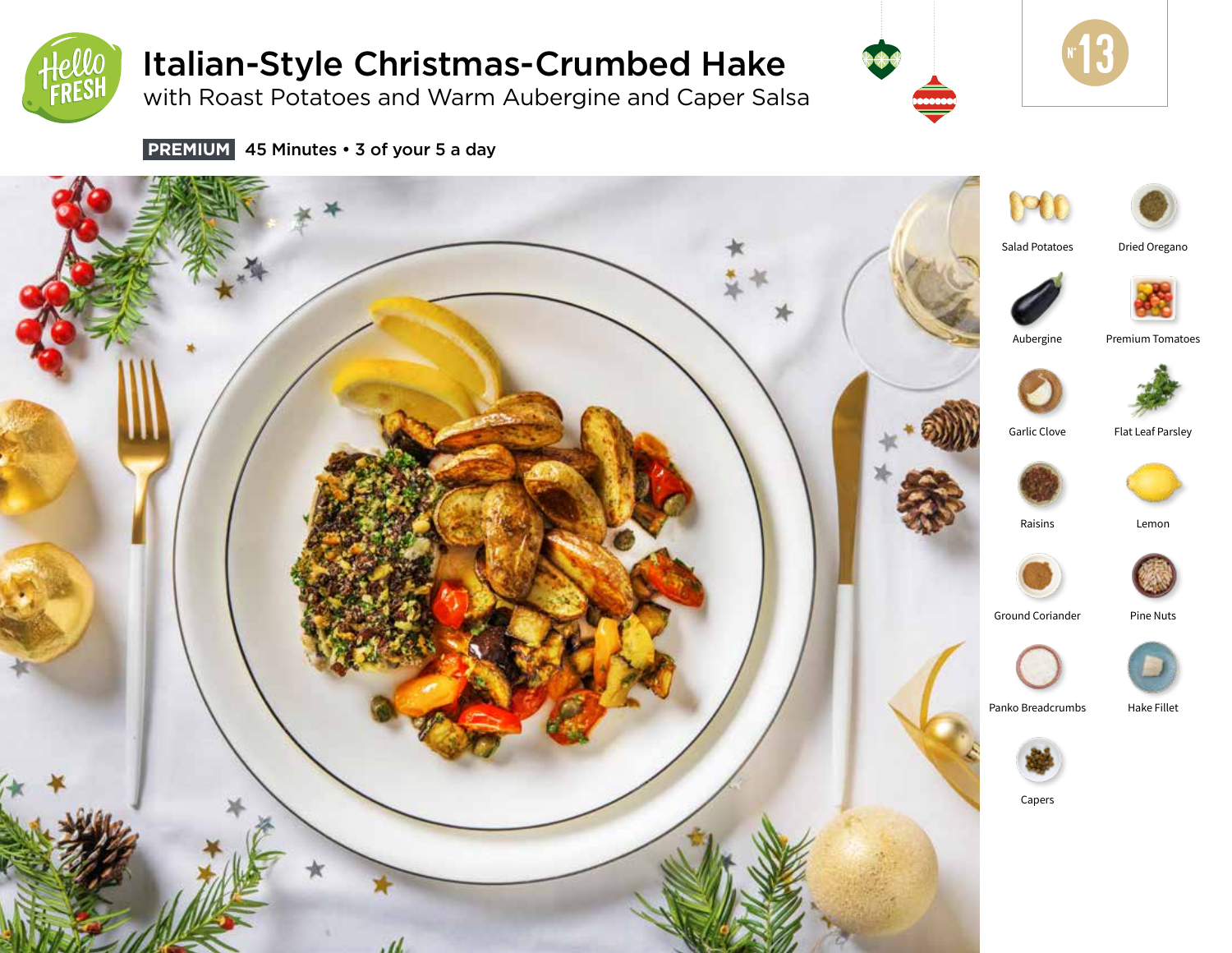# Italian-Style Christmas-Crumbed Hake

## with Roast Potatoes and Warm Aubergine and Caper Salsa

**PREMIUM** 45 Minutes • 3 of your 5 a day

Nº 13

- Salad Potatoes
- Dried Oregano
- Aubergine
- Premium Tomatoes
- Garlic Clove
- Flat Leaf Parsley
- Raisins
- Lemon
- Ground Coriander
- Pine Nuts
- Panko Breadcrumbs
- Hake Fillet
- Capers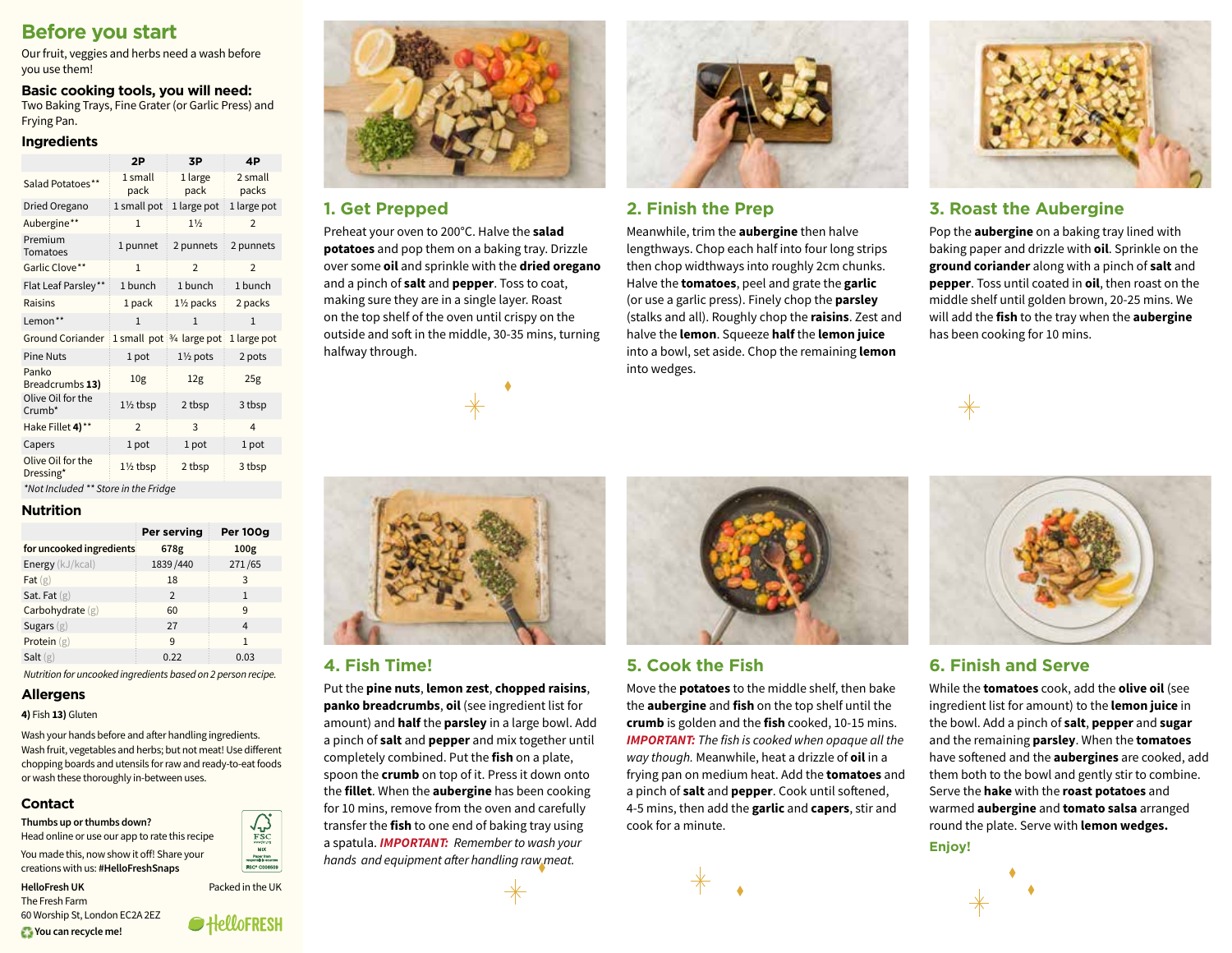## Before you start

Our fruit, veggies and herbs need a wash before you use them!

### Basic cooking tools, you will need:

Two Baking Trays, Fine Grater (or Garlic Press) and Frying Pan.

### Ingredients

| | 2P | 3P | 4P |
|---|---|---|---|
| Salad Potatoes** | 1 small pack | 1 large pack | 2 small packs |
| Dried Oregano | 1 small pot | 1 large pot | 1 large pot |
| Aubergine** | 1 | 1½ | 2 |
| Premium Tomatoes | 1 punnet | 2 punnets | 2 punnets |
| Garlic Clove** | 1 | 2 | 2 |
| Flat Leaf Parsley** | 1 bunch | 1 bunch | 1 bunch |
| Raisins | 1 pack | 1½ packs | 2 packs |
| Lemon** | 1 | 1 | 1 |
| Ground Coriander | 1 small pot | ¾ large pot | 1 large pot |
| Pine Nuts | 1 pot | 1½ pots | 2 pots |
| Panko Breadcrumbs **13)** | 10g | 12g | 25g |
| Olive Oil for the Crumb* | 1½ tbsp | 2 tbsp | 3 tbsp |
| Hake Fillet **4)**** | 2 | 3 | 4 |
| Capers | 1 pot | 1 pot | 1 pot |
| Olive Oil for the Dressing* | 1½ tbsp | 2 tbsp | 3 tbsp |

*\*Not Included \*\* Store in the Fridge*

### Nutrition

| | Per serving | Per 100g |
|---|---|---|
| for uncooked ingredients | 678g | 100g |
| Energy (kJ/kcal) | 1839 /440 | 271 /65 |
| Fat (g) | 18 | 3 |
| Sat. Fat (g) | 2 | 1 |
| Carbohydrate (g) | 60 | 9 |
| Sugars (g) | 27 | 4 |
| Protein (g) | 9 | 1 |
| Salt (g) | 0.22 | 0.03 |

*Nutrition for uncooked ingredients based on 2 person recipe.*

### Allergens

**4)** Fish **13)** Gluten

Wash your hands before and after handling ingredients. Wash fruit, vegetables and herbs; but not meat! Use different chopping boards and utensils for raw and ready-to-eat foods or wash these thoroughly in-between uses.

### Contact

**Thumbs up or thumbs down?**
Head online or use our app to rate this recipe

You made this, now show it off! Share your creations with us: **#HelloFreshSnaps**

**HelloFresh UK**
The Fresh Farm
60 Worship St, London EC2A 2EZ

Packed in the UK

**You can recycle me!**

## 1. Get Prepped

Preheat your oven to 200°C. Halve the **salad potatoes** and pop them on a baking tray. Drizzle over some **oil** and sprinkle with the **dried oregano** and a pinch of **salt** and **pepper**. Toss to coat, making sure they are in a single layer. Roast on the top shelf of the oven until crispy on the outside and soft in the middle, 30-35 mins, turning halfway through.

## 2. Finish the Prep

Meanwhile, trim the **aubergine** then halve lengthways. Chop each half into four long strips then chop widthways into roughly 2cm chunks. Halve the **tomatoes**, peel and grate the **garlic** (or use a garlic press). Finely chop the **parsley** (stalks and all). Roughly chop the **raisins**. Zest and halve the **lemon**. Squeeze **half** the **lemon juice** into a bowl, set aside. Chop the remaining **lemon** into wedges.

## 3. Roast the Aubergine

Pop the **aubergine** on a baking tray lined with baking paper and drizzle with **oil**. Sprinkle on the **ground coriander** along with a pinch of **salt** and **pepper**. Toss until coated in **oil**, then roast on the middle shelf until golden brown, 20-25 mins. We will add the **fish** to the tray when the **aubergine** has been cooking for 10 mins.

## 4. Fish Time!

Put the **pine nuts**, **lemon zest**, **chopped raisins**, **panko breadcrumbs**, **oil** (see ingredient list for amount) and **half** the **parsley** in a large bowl. Add a pinch of **salt** and **pepper** and mix together until completely combined. Put the **fish** on a plate, spoon the **crumb** on top of it. Press it down onto the **fillet**. When the **aubergine** has been cooking for 10 mins, remove from the oven and carefully transfer the **fish** to one end of baking tray using a spatula. ***IMPORTANT:*** *Remember to wash your hands and equipment after handling raw meat.*

## 5. Cook the Fish

Move the **potatoes** to the middle shelf, then bake the **aubergine** and **fish** on the top shelf until the **crumb** is golden and the **fish** cooked, 10-15 mins. ***IMPORTANT:*** *The fish is cooked when opaque all the way though.* Meanwhile, heat a drizzle of **oil** in a frying pan on medium heat. Add the **tomatoes** and a pinch of **salt** and **pepper**. Cook until softened, 4-5 mins, then add the **garlic** and **capers**, stir and cook for a minute.

## 6. Finish and Serve

While the **tomatoes** cook, add the **olive oil** (see ingredient list for amount) to the **lemon juice** in the bowl. Add a pinch of **salt**, **pepper** and **sugar** and the remaining **parsley**. When the **tomatoes** have softened and the **aubergines** are cooked, add them both to the bowl and gently stir to combine. Serve the **hake** with the **roast potatoes** and warmed **aubergine** and **tomato salsa** arranged round the plate. Serve with **lemon wedges.**

**Enjoy!**